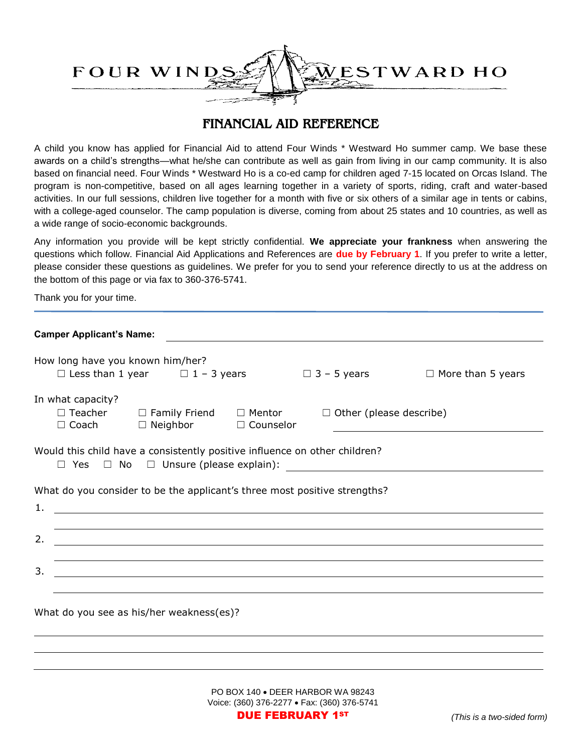FOUR WINDS WESTWARD HO

# FINANCIAL AID REFERENCE

A child you know has applied for Financial Aid to attend Four Winds * Westward Ho summer camp. We base these awards on a child's strengths—what he/she can contribute as well as gain from living in our camp community. It is also based on financial need. Four Winds * Westward Ho is a co-ed camp for children aged 7-15 located on Orcas Island. The program is non-competitive, based on all ages learning together in a variety of sports, riding, craft and water-based activities. In our full sessions, children live together for a month with five or six others of a similar age in tents or cabins, with a college-aged counselor. The camp population is diverse, coming from about 25 states and 10 countries, as well as a wide range of socio-economic backgrounds.

Any information you provide will be kept strictly confidential. **We appreciate your frankness** when answering the questions which follow. Financial Aid Applications and References are **due by February 1**. If you prefer to write a letter, please consider these questions as guidelines. We prefer for you to send your reference directly to us at the address on the bottom of this page or via fax to 360-376-5741.

Thank you for your time.

---

**Camper Applicant's Name:** ______________________________

How long have you known him/her?
☐ Less than 1 year ☐ 1 – 3 years ☐ 3 – 5 years ☐ More than 5 years

In what capacity?
☐ Teacher ☐ Family Friend ☐ Mentor ☐ Other (please describe)
☐ Coach ☐ Neighbor ☐ Counselor ______________________________

Would this child have a consistently positive influence on other children?
☐ Yes ☐ No ☐ Unsure (please explain): ______________________________

What do you consider to be the applicant's three most positive strengths?

1. ______________________________
2. ______________________________
3. ______________________________

What do you see as his/her weakness(es)?

______________________________

______________________________

______________________________

PO BOX 140 • DEER HARBOR WA 98243
Voice: (360) 376-2277 • Fax: (360) 376-5741
**DUE FEBRUARY 1ST**

*(This is a two-sided form)*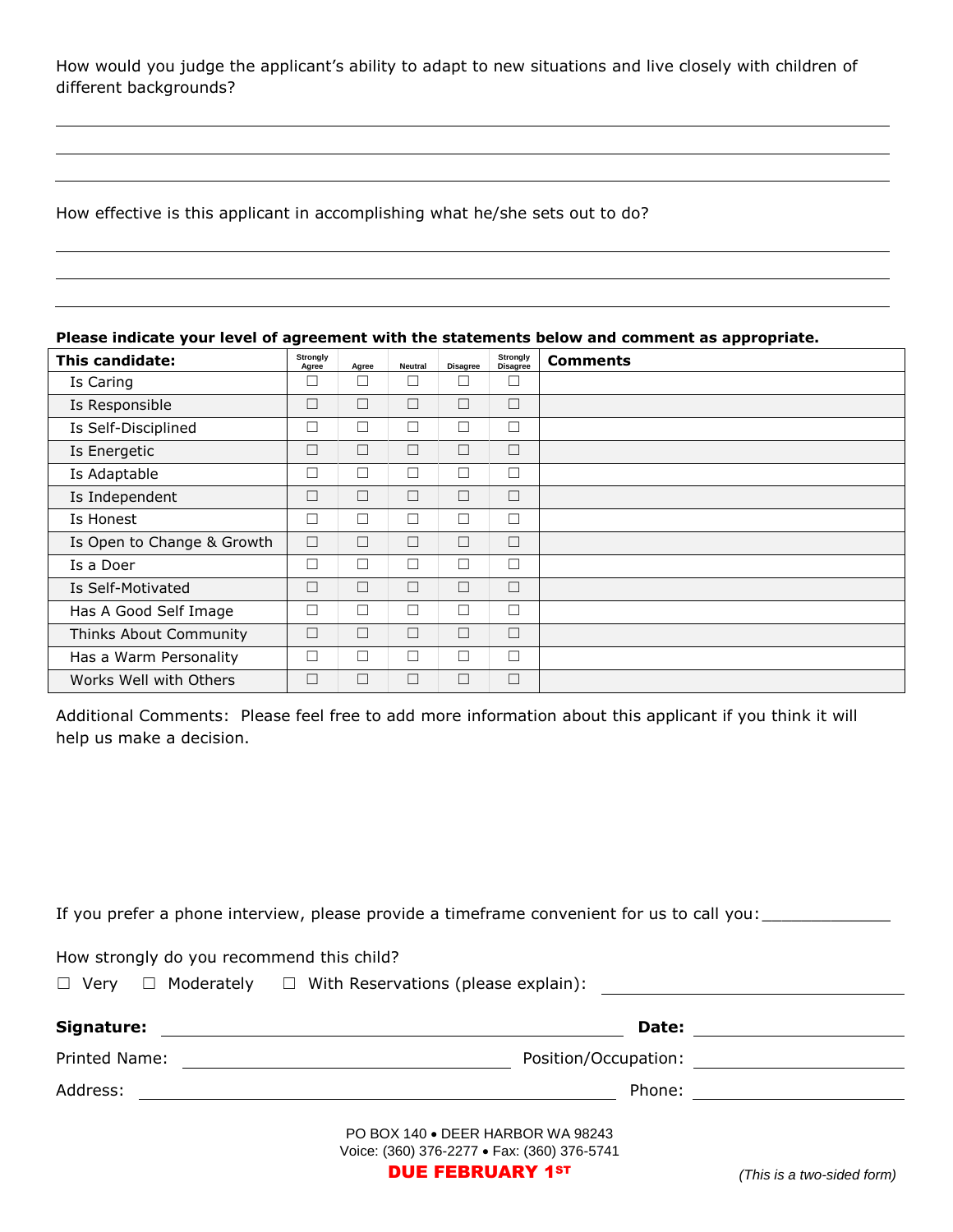How would you judge the applicant's ability to adapt to new situations and live closely with children of different backgrounds?

\_\_\_\_\_\_\_\_\_\_\_\_\_\_\_\_\_\_\_\_\_\_\_\_\_\_\_\_\_\_\_\_\_\_\_\_\_\_\_\_\_\_\_\_\_\_\_\_\_\_\_\_\_\_\_\_\_\_\_\_\_\_\_\_\_\_\_\_\_\_\_\_\_\_\_\_\_\_

\_\_\_\_\_\_\_\_\_\_\_\_\_\_\_\_\_\_\_\_\_\_\_\_\_\_\_\_\_\_\_\_\_\_\_\_\_\_\_\_\_\_\_\_\_\_\_\_\_\_\_\_\_\_\_\_\_\_\_\_\_\_\_\_\_\_\_\_\_\_\_\_\_\_\_\_\_\_

\_\_\_\_\_\_\_\_\_\_\_\_\_\_\_\_\_\_\_\_\_\_\_\_\_\_\_\_\_\_\_\_\_\_\_\_\_\_\_\_\_\_\_\_\_\_\_\_\_\_\_\_\_\_\_\_\_\_\_\_\_\_\_\_\_\_\_\_\_\_\_\_\_\_\_\_\_\_

How effective is this applicant in accomplishing what he/she sets out to do?

\_\_\_\_\_\_\_\_\_\_\_\_\_\_\_\_\_\_\_\_\_\_\_\_\_\_\_\_\_\_\_\_\_\_\_\_\_\_\_\_\_\_\_\_\_\_\_\_\_\_\_\_\_\_\_\_\_\_\_\_\_\_\_\_\_\_\_\_\_\_\_\_\_\_\_\_\_\_

\_\_\_\_\_\_\_\_\_\_\_\_\_\_\_\_\_\_\_\_\_\_\_\_\_\_\_\_\_\_\_\_\_\_\_\_\_\_\_\_\_\_\_\_\_\_\_\_\_\_\_\_\_\_\_\_\_\_\_\_\_\_\_\_\_\_\_\_\_\_\_\_\_\_\_\_\_\_

\_\_\_\_\_\_\_\_\_\_\_\_\_\_\_\_\_\_\_\_\_\_\_\_\_\_\_\_\_\_\_\_\_\_\_\_\_\_\_\_\_\_\_\_\_\_\_\_\_\_\_\_\_\_\_\_\_\_\_\_\_\_\_\_\_\_\_\_\_\_\_\_\_\_\_\_\_\_

**Please indicate your level of agreement with the statements below and comment as appropriate.**

| **This candidate:** | Strongly Agree | Agree | Neutral | Disagree | Strongly Disagree | **Comments** |
|---|---|---|---|---|---|---|
| Is Caring | ☐ | ☐ | ☐ | ☐ | ☐ | |
| Is Responsible | ☐ | ☐ | ☐ | ☐ | ☐ | |
| Is Self-Disciplined | ☐ | ☐ | ☐ | ☐ | ☐ | |
| Is Energetic | ☐ | ☐ | ☐ | ☐ | ☐ | |
| Is Adaptable | ☐ | ☐ | ☐ | ☐ | ☐ | |
| Is Independent | ☐ | ☐ | ☐ | ☐ | ☐ | |
| Is Honest | ☐ | ☐ | ☐ | ☐ | ☐ | |
| Is Open to Change & Growth | ☐ | ☐ | ☐ | ☐ | ☐ | |
| Is a Doer | ☐ | ☐ | ☐ | ☐ | ☐ | |
| Is Self-Motivated | ☐ | ☐ | ☐ | ☐ | ☐ | |
| Has A Good Self Image | ☐ | ☐ | ☐ | ☐ | ☐ | |
| Thinks About Community | ☐ | ☐ | ☐ | ☐ | ☐ | |
| Has a Warm Personality | ☐ | ☐ | ☐ | ☐ | ☐ | |
| Works Well with Others | ☐ | ☐ | ☐ | ☐ | ☐ | |

Additional Comments: Please feel free to add more information about this applicant if you think it will help us make a decision.

If you prefer a phone interview, please provide a timeframe convenient for us to call you: \_\_\_\_\_\_\_\_\_\_\_\_\_

How strongly do you recommend this child?

☐ Very ☐ Moderately ☐ With Reservations (please explain): \_\_\_\_\_\_\_\_\_\_\_\_\_\_\_\_\_\_\_\_\_\_\_\_

**Signature:** \_\_\_\_\_\_\_\_\_\_\_\_\_\_\_\_\_\_\_\_\_\_\_\_\_\_\_\_\_\_\_\_\_\_\_\_ **Date:** \_\_\_\_\_\_\_\_\_\_\_\_\_\_\_\_

Printed Name: \_\_\_\_\_\_\_\_\_\_\_\_\_\_\_\_\_\_\_\_\_\_\_\_\_\_ Position/Occupation: \_\_\_\_\_\_\_\_\_\_\_\_\_\_\_\_

Address: \_\_\_\_\_\_\_\_\_\_\_\_\_\_\_\_\_\_\_\_\_\_\_\_\_\_\_\_\_\_\_\_\_\_\_\_\_\_ Phone: \_\_\_\_\_\_\_\_\_\_\_\_\_\_\_\_

PO BOX 140 • DEER HARBOR WA 98243
Voice: (360) 376-2277 • Fax: (360) 376-5741

**DUE FEBRUARY 1ST**

*(This is a two-sided form)*